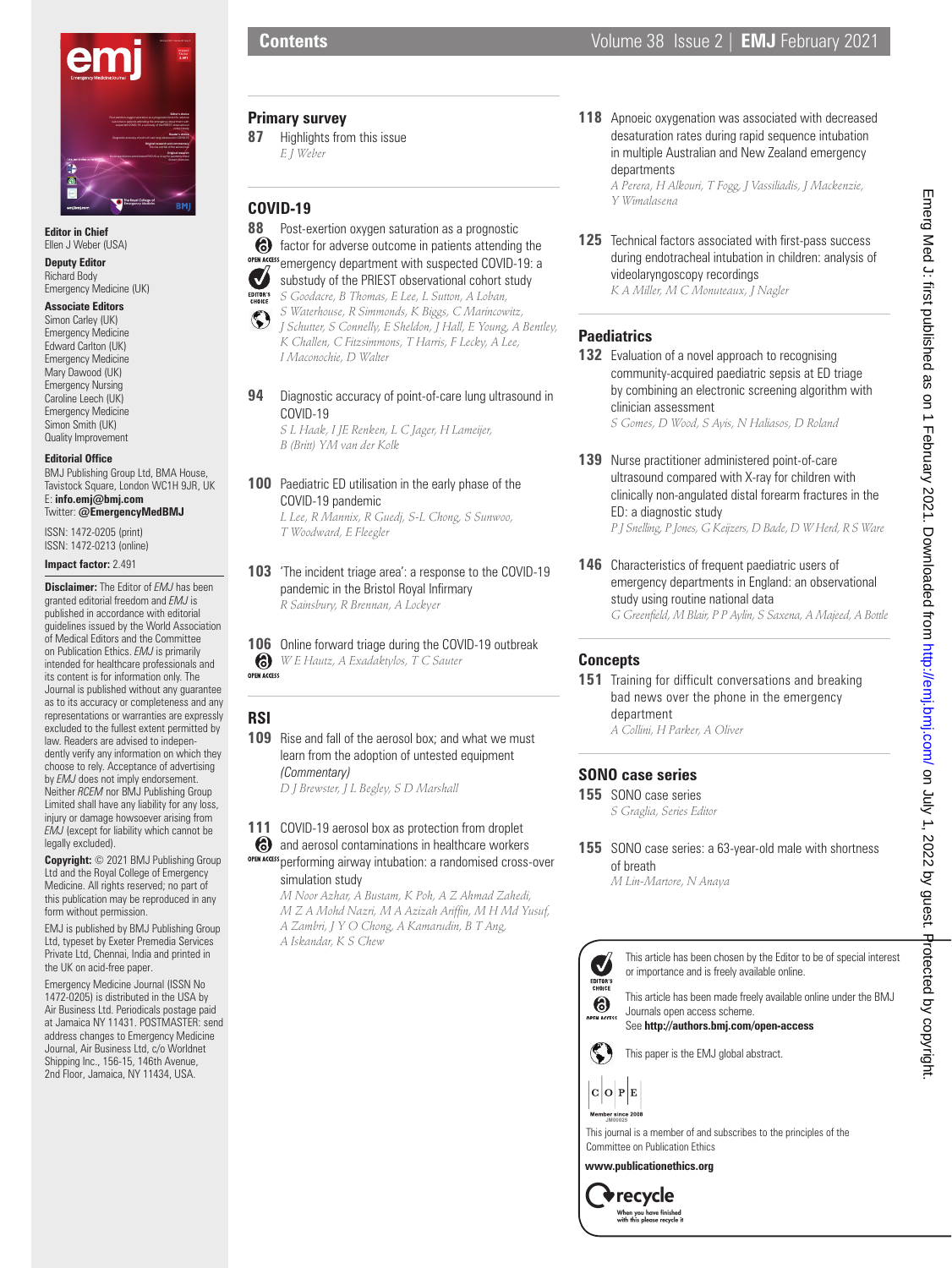**Editor in Chief**
Ellen J Weber (USA)

**Deputy Editor**
Richard Body
Emergency Medicine (UK)

**Associate Editors**
Simon Carley (UK)
Emergency Medicine
Edward Carlton (UK)
Emergency Medicine
Mary Dawood (UK)
Emergency Nursing
Caroline Leech (UK)
Emergency Medicine
Simon Smith (UK)
Quality Improvement

**Editorial Office**
BMJ Publishing Group Ltd, BMA House, Tavistock Square, London WC1H 9JR, UK
E: **info.emj@bmj.com**
Twitter: **@EmergencyMedBMJ**

ISSN: 1472-0205 (print)
ISSN: 1472-0213 (online)

**Impact factor:** 2.491

**Disclaimer:** The Editor of *EMJ* has been granted editorial freedom and *EMJ* is published in accordance with editorial guidelines issued by the World Association of Medical Editors and the Committee on Publication Ethics. *EMJ* is primarily intended for healthcare professionals and its content is for information only. The Journal is published without any guarantee as to its accuracy or completeness and any representations or warranties are expressly excluded to the fullest extent permitted by law. Readers are advised to independently verify any information on which they choose to rely. Acceptance of advertising by *EMJ* does not imply endorsement. Neither *RCEM* nor BMJ Publishing Group Limited shall have any liability for any loss, injury or damage howsoever arising from *EMJ* (except for liability which cannot be legally excluded).

**Copyright:** © 2021 BMJ Publishing Group Ltd and the Royal College of Emergency Medicine. All rights reserved; no part of this publication may be reproduced in any form without permission.

EMJ is published by BMJ Publishing Group Ltd, typeset by Exeter Premedia Services Private Ltd, Chennai, India and printed in the UK on acid-free paper.

Emergency Medicine Journal (ISSN No 1472-0205) is distributed in the USA by Air Business Ltd. Periodicals postage paid at Jamaica NY 11431. POSTMASTER: send address changes to Emergency Medicine Journal, Air Business Ltd, c/o Worldnet Shipping Inc., 156-15, 146th Avenue, 2nd Floor, Jamaica, NY 11434, USA.

# Contents

## Primary survey

**87** Highlights from this issue
*E J Weber*

## COVID-19

**88** Post-exertion oxygen saturation as a prognostic factor for adverse outcome in patients attending the emergency department with suspected COVID-19: a substudy of the PRIEST observational cohort study (Open Access; Editor's Choice; Global abstract)
*S Goodacre, B Thomas, E Lee, L Sutton, A Loban, S Waterhouse, R Simmonds, K Biggs, C Marincowitz, J Schutter, S Connelly, E Sheldon, J Hall, E Young, A Bentley, K Challen, C Fitzsimmons, T Harris, F Lecky, A Lee, I Maconochie, D Walter*

**94** Diagnostic accuracy of point-of-care lung ultrasound in COVID-19
*S L Haak, I JE Renken, L C Jager, H Lameijer, B (Britt) YM van der Kolk*

**100** Paediatric ED utilisation in the early phase of the COVID-19 pandemic
*L Lee, R Mannix, R Guedj, S-L Chong, S Sunwoo, T Woodward, E Fleegler*

**103** 'The incident triage area': a response to the COVID-19 pandemic in the Bristol Royal Infirmary
*R Sainsbury, R Brennan, A Lockyer*

**106** Online forward triage during the COVID-19 outbreak (Open Access)
*W E Hautz, A Exadaktylos, T C Sauter*

## RSI

**109** Rise and fall of the aerosol box; and what we must learn from the adoption of untested equipment *(Commentary)*
*D J Brewster, J L Begley, S D Marshall*

**111** COVID-19 aerosol box as protection from droplet and aerosol contaminations in healthcare workers performing airway intubation: a randomised cross-over simulation study (Open Access)
*M Noor Azhar, A Bustam, K Poh, A Z Ahmad Zahedi, M Z A Mohd Nazri, M A Azizah Ariffin, M H Md Yusuf, A Zambri, J Y O Chong, A Kamarudin, B T Ang, A Iskandar, K S Chew*

**118** Apnoeic oxygenation was associated with decreased desaturation rates during rapid sequence intubation in multiple Australian and New Zealand emergency departments
*A Perera, H Alkouri, T Fogg, J Vassiliadis, J Mackenzie, Y Wimalasena*

**125** Technical factors associated with first-pass success during endotracheal intubation in children: analysis of videolaryngoscopy recordings
*K A Miller, M C Monuteaux, J Nagler*

## Paediatrics

**132** Evaluation of a novel approach to recognising community-acquired paediatric sepsis at ED triage by combining an electronic screening algorithm with clinician assessment
*S Gomes, D Wood, S Ayis, N Haliasos, D Roland*

**139** Nurse practitioner administered point-of-care ultrasound compared with X-ray for children with clinically non-angulated distal forearm fractures in the ED: a diagnostic study
*P J Snelling, P Jones, G Keijzers, D Bade, D W Herd, R S Ware*

**146** Characteristics of frequent paediatric users of emergency departments in England: an observational study using routine national data
*G Greenfield, M Blair, P P Aylin, S Saxena, A Majeed, A Bottle*

## Concepts

**151** Training for difficult conversations and breaking bad news over the phone in the emergency department
*A Collini, H Parker, A Oliver*

## SONO case series

**155** SONO case series
*S Graglia, Series Editor*

**155** SONO case series: a 63-year-old male with shortness of breath
*M Lin-Martore, N Anaya*

---

Editor's Choice: This article has been chosen by the Editor to be of special interest or importance and is freely available online.

Open Access: This article has been made freely available online under the BMJ Journals open access scheme. See **http://authors.bmj.com/open-access**

This paper is the EMJ global abstract.

COPE — Member since 2008 JM00025

This journal is a member of and subscribes to the principles of the Committee on Publication Ethics

**www.publicationethics.org**

recycle — When you have finished with this please recycle it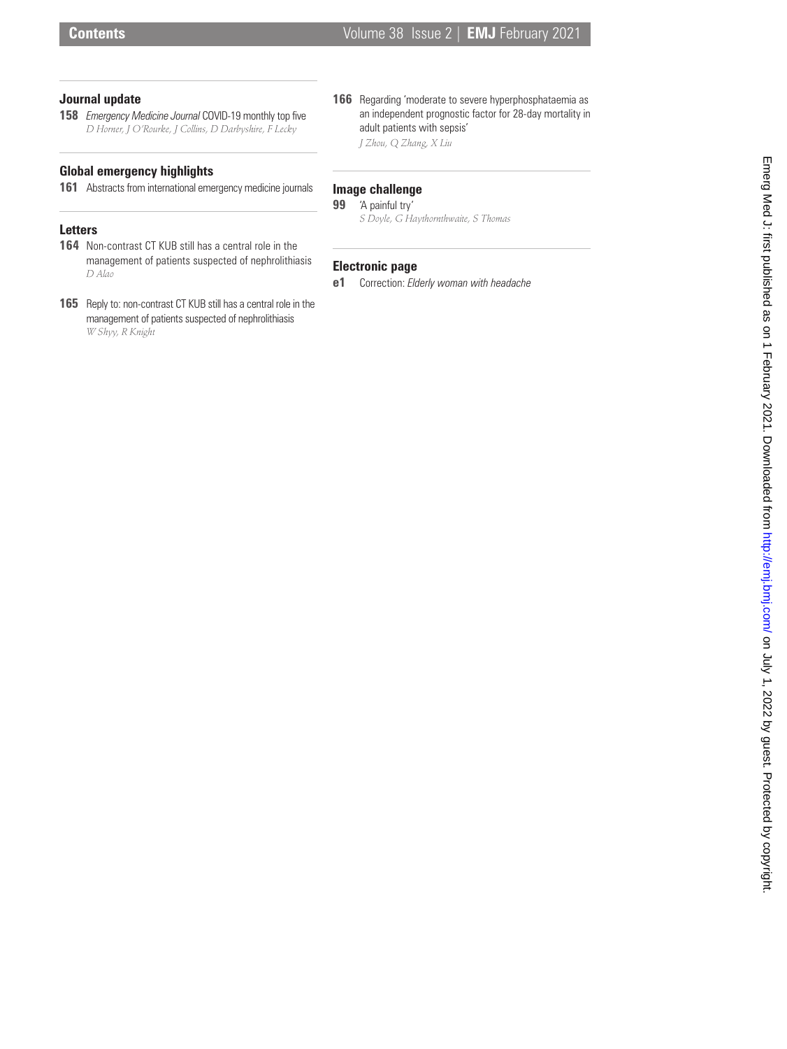## Journal update

**158** *Emergency Medicine Journal* COVID-19 monthly top five
*D Horner, J O'Rourke, J Collins, D Darbyshire, F Lecky*

## Global emergency highlights

**161** Abstracts from international emergency medicine journals

## Letters

**164** Non-contrast CT KUB still has a central role in the management of patients suspected of nephrolithiasis
*D Alao*

**165** Reply to: non-contrast CT KUB still has a central role in the management of patients suspected of nephrolithiasis
*W Shyy, R Knight*

**166** Regarding 'moderate to severe hyperphosphataemia as an independent prognostic factor for 28-day mortality in adult patients with sepsis'
*J Zhou, Q Zhang, X Liu*

## Image challenge

**99** 'A painful try'
*S Doyle, G Haythornthwaite, S Thomas*

## Electronic page

**e1** Correction: *Elderly woman with headache*